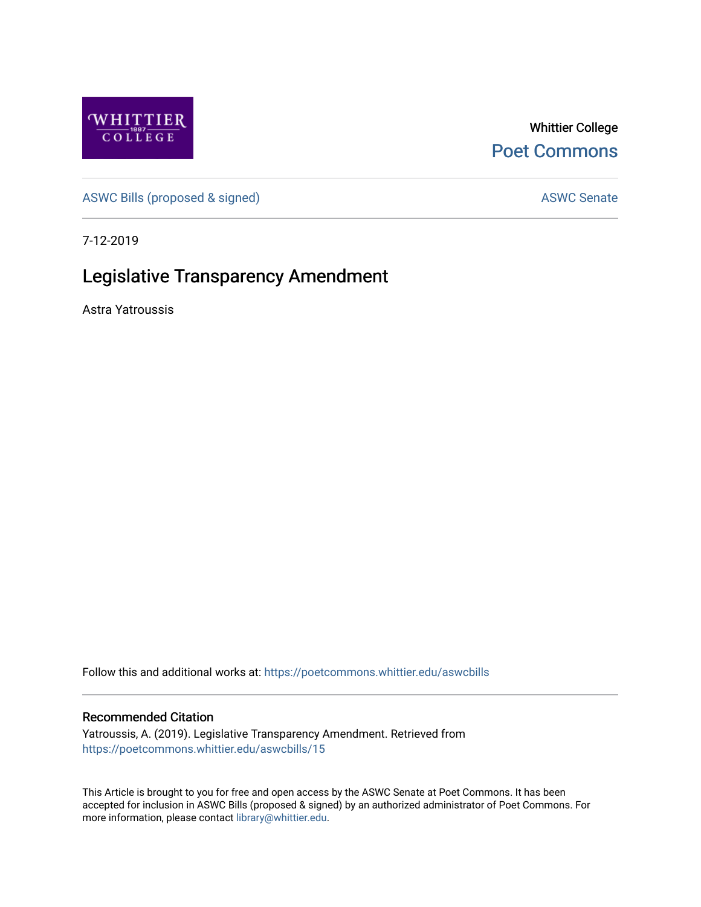Whittier College

Poet Commons

ASWC Bills (proposed & signed)

ASWC Senate

7-12-2019

# Legislative Transparency Amendment

Astra Yatroussis

Follow this and additional works at: https://poetcommons.whittier.edu/aswcbills

## Recommended Citation

Yatroussis, A. (2019). Legislative Transparency Amendment. Retrieved from https://poetcommons.whittier.edu/aswcbills/15

This Article is brought to you for free and open access by the ASWC Senate at Poet Commons. It has been accepted for inclusion in ASWC Bills (proposed & signed) by an authorized administrator of Poet Commons. For more information, please contact library@whittier.edu.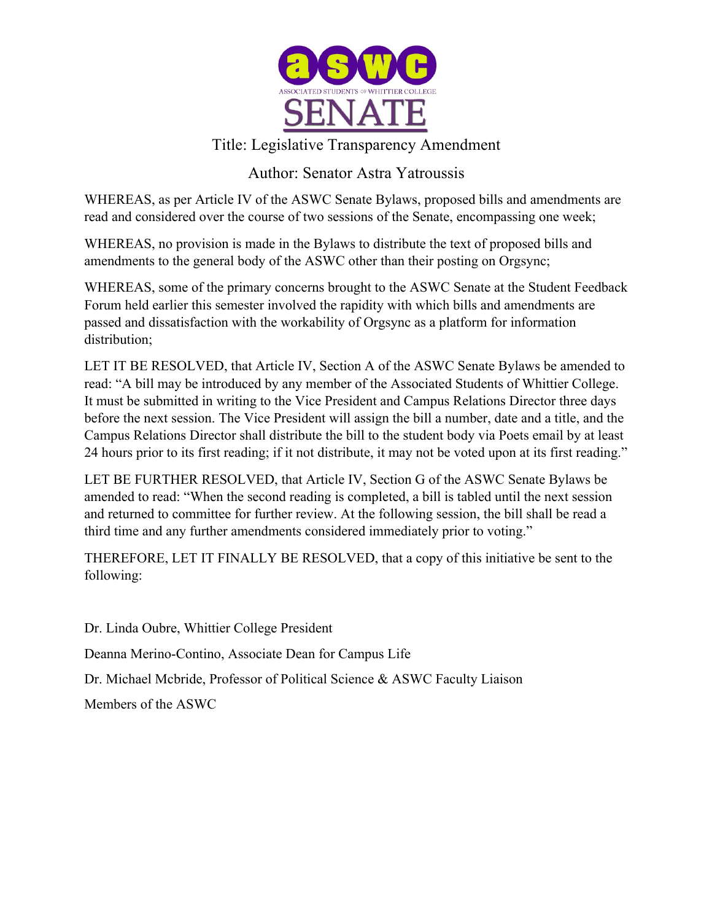ASSOCIATED STUDENTS OF WHITTIER COLLEGE

SENATE

Title: Legislative Transparency Amendment

Author: Senator Astra Yatroussis

WHEREAS, as per Article IV of the ASWC Senate Bylaws, proposed bills and amendments are read and considered over the course of two sessions of the Senate, encompassing one week;

WHEREAS, no provision is made in the Bylaws to distribute the text of proposed bills and amendments to the general body of the ASWC other than their posting on Orgsync;

WHEREAS, some of the primary concerns brought to the ASWC Senate at the Student Feedback Forum held earlier this semester involved the rapidity with which bills and amendments are passed and dissatisfaction with the workability of Orgsync as a platform for information distribution;

LET IT BE RESOLVED, that Article IV, Section A of the ASWC Senate Bylaws be amended to read: "A bill may be introduced by any member of the Associated Students of Whittier College. It must be submitted in writing to the Vice President and Campus Relations Director three days before the next session. The Vice President will assign the bill a number, date and a title, and the Campus Relations Director shall distribute the bill to the student body via Poets email by at least 24 hours prior to its first reading; if it not distribute, it may not be voted upon at its first reading."

LET BE FURTHER RESOLVED, that Article IV, Section G of the ASWC Senate Bylaws be amended to read: "When the second reading is completed, a bill is tabled until the next session and returned to committee for further review. At the following session, the bill shall be read a third time and any further amendments considered immediately prior to voting."

THEREFORE, LET IT FINALLY BE RESOLVED, that a copy of this initiative be sent to the following:

Dr. Linda Oubre, Whittier College President

Deanna Merino-Contino, Associate Dean for Campus Life

Dr. Michael Mcbride, Professor of Political Science & ASWC Faculty Liaison

Members of the ASWC